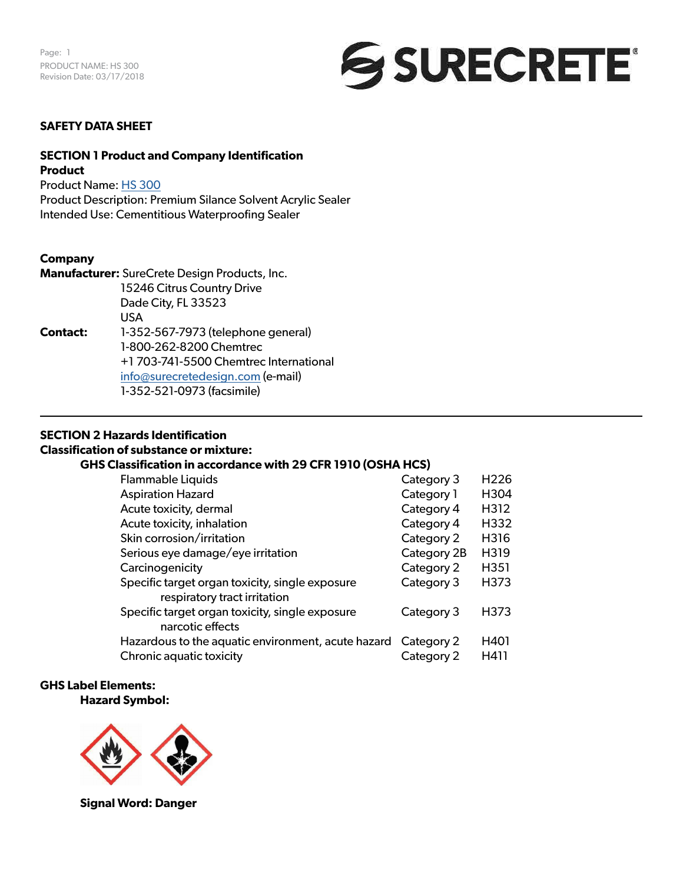# SAFETY DATA SHEET

## SECTION 1 Product and Company Identification

**Product**

Product Name: HS 300

Product Description: Premium Silance Solvent Acrylic Sealer

Intended Use: Cementitious Waterproofing Sealer

**Company**

**Manufacturer:** SureCrete Design Products, Inc.
15246 Citrus Country Drive
Dade City, FL 33523
USA

**Contact:** 1-352-567-7973 (telephone general)
1-800-262-8200 Chemtrec
+1 703-741-5500 Chemtrec International
info@surecretedesign.com (e-mail)
1-352-521-0973 (facsimile)

---

## SECTION 2 Hazards Identification

**Classification of substance or mixture:**

**GHS Classification in accordance with 29 CFR 1910 (OSHA HCS)**

| Hazard | Category | Code |
|---|---|---|
| Flammable Liquids | Category 3 | H226 |
| Aspiration Hazard | Category 1 | H304 |
| Acute toxicity, dermal | Category 4 | H312 |
| Acute toxicity, inhalation | Category 4 | H332 |
| Skin corrosion/irritation | Category 2 | H316 |
| Serious eye damage/eye irritation | Category 2B | H319 |
| Carcinogenicity | Category 2 | H351 |
| Specific target organ toxicity, single exposure respiratory tract irritation | Category 3 | H373 |
| Specific target organ toxicity, single exposure narcotic effects | Category 3 | H373 |
| Hazardous to the aquatic environment, acute hazard | Category 2 | H401 |
| Chronic aquatic toxicity | Category 2 | H411 |

**GHS Label Elements:**

**Hazard Symbol:**

**Signal Word: Danger**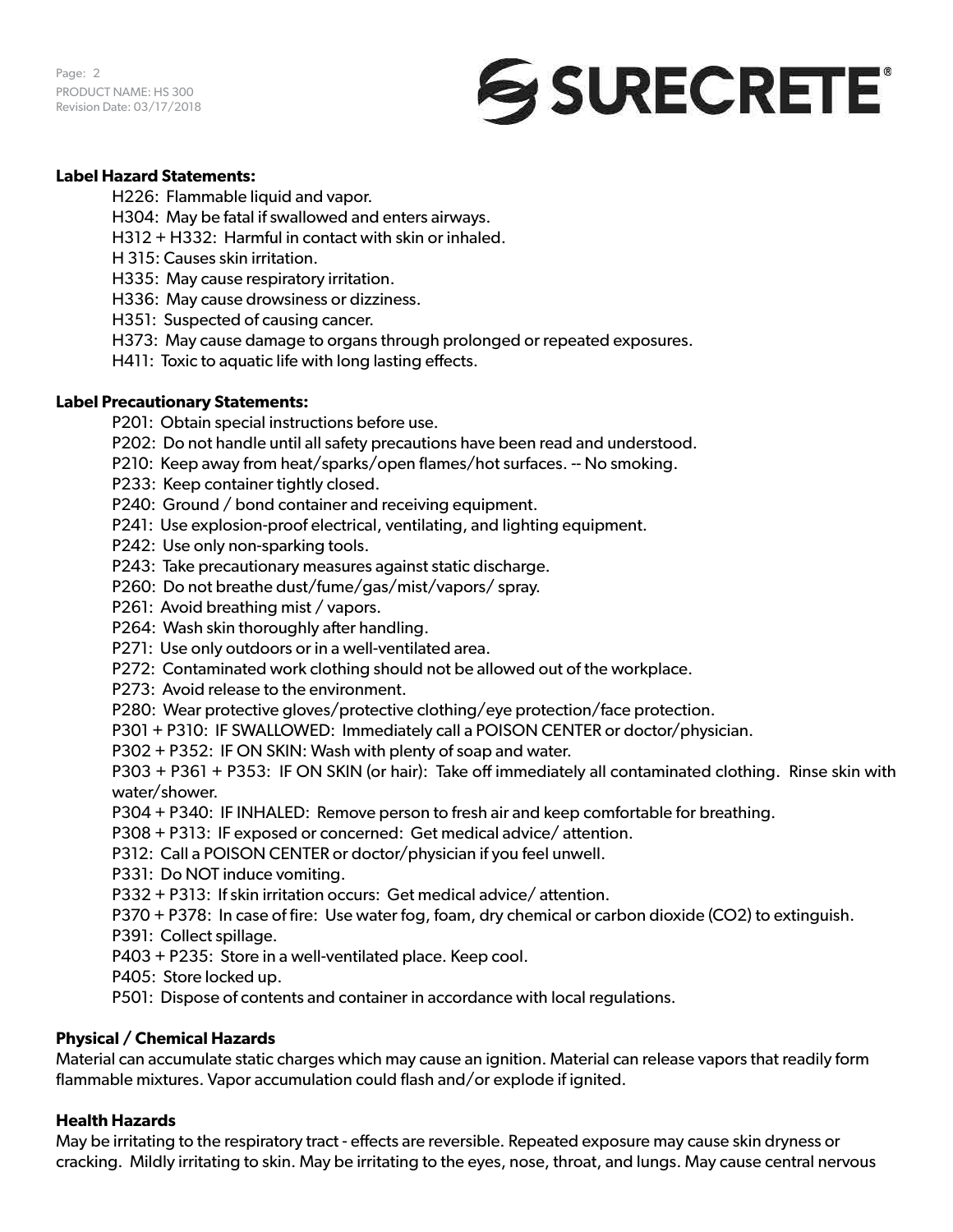**Label Hazard Statements:**

H226: Flammable liquid and vapor.
H304: May be fatal if swallowed and enters airways.
H312 + H332: Harmful in contact with skin or inhaled.
H 315: Causes skin irritation.
H335: May cause respiratory irritation.
H336: May cause drowsiness or dizziness.
H351: Suspected of causing cancer.
H373: May cause damage to organs through prolonged or repeated exposures.
H411: Toxic to aquatic life with long lasting effects.

**Label Precautionary Statements:**

P201: Obtain special instructions before use.
P202: Do not handle until all safety precautions have been read and understood.
P210: Keep away from heat/sparks/open flames/hot surfaces. -- No smoking.
P233: Keep container tightly closed.
P240: Ground / bond container and receiving equipment.
P241: Use explosion-proof electrical, ventilating, and lighting equipment.
P242: Use only non-sparking tools.
P243: Take precautionary measures against static discharge.
P260: Do not breathe dust/fume/gas/mist/vapors/ spray.
P261: Avoid breathing mist / vapors.
P264: Wash skin thoroughly after handling.
P271: Use only outdoors or in a well-ventilated area.
P272: Contaminated work clothing should not be allowed out of the workplace.
P273: Avoid release to the environment.
P280: Wear protective gloves/protective clothing/eye protection/face protection.
P301 + P310: IF SWALLOWED: Immediately call a POISON CENTER or doctor/physician.
P302 + P352: IF ON SKIN: Wash with plenty of soap and water.
P303 + P361 + P353: IF ON SKIN (or hair): Take off immediately all contaminated clothing. Rinse skin with water/shower.
P304 + P340: IF INHALED: Remove person to fresh air and keep comfortable for breathing.
P308 + P313: IF exposed or concerned: Get medical advice/ attention.
P312: Call a POISON CENTER or doctor/physician if you feel unwell.
P331: Do NOT induce vomiting.
P332 + P313: If skin irritation occurs: Get medical advice/ attention.
P370 + P378: In case of fire: Use water fog, foam, dry chemical or carbon dioxide ($CO_2$) to extinguish.
P391: Collect spillage.
P403 + P235: Store in a well-ventilated place. Keep cool.
P405: Store locked up.
P501: Dispose of contents and container in accordance with local regulations.

**Physical / Chemical Hazards**

Material can accumulate static charges which may cause an ignition. Material can release vapors that readily form flammable mixtures. Vapor accumulation could flash and/or explode if ignited.

**Health Hazards**

May be irritating to the respiratory tract - effects are reversible. Repeated exposure may cause skin dryness or cracking. Mildly irritating to skin. May be irritating to the eyes, nose, throat, and lungs. May cause central nervous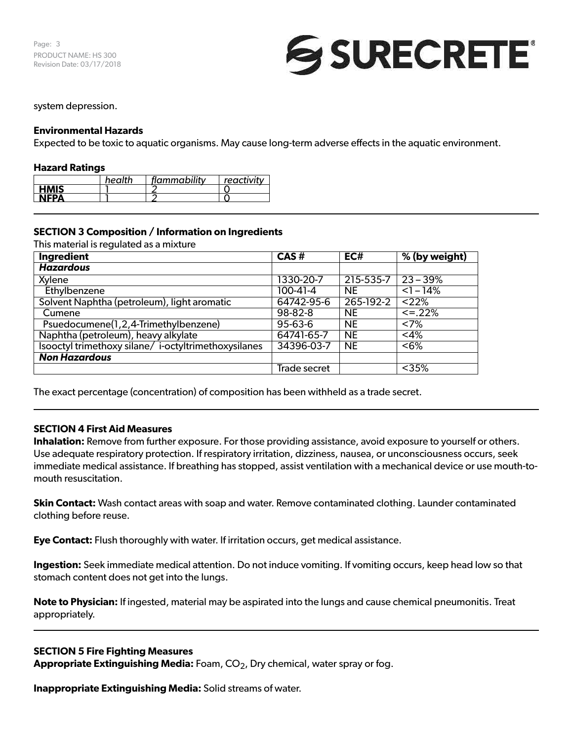system depression.

**Environmental Hazards**

Expected to be toxic to aquatic organisms. May cause long-term adverse effects in the aquatic environment.

**Hazard Ratings**

| | *health* | *flammability* | *reactivity* |
|---|---|---|---|
| **HMIS** | 1 | 2 | 0 |
| **NFPA** | 1 | 2 | 0 |

## SECTION 3 Composition / Information on Ingredients

This material is regulated as a mixture

| Ingredient | CAS # | EC# | % (by weight) |
|---|---|---|---|
| ***Hazardous*** | | | |
| Xylene | 1330-20-7 | 215-535-7 | 23 – 39% |
| Ethylbenzene | 100-41-4 | NE | <1 – 14% |
| Solvent Naphtha (petroleum), light aromatic | 64742-95-6 | 265-192-2 | <22% |
| Cumene | 98-82-8 | NE | <=.22% |
| Psuedocumene(1,2,4-Trimethylbenzene) | 95-63-6 | NE | <7% |
| Naphtha (petroleum), heavy alkylate | 64741-65-7 | NE | <4% |
| Isooctyl trimethoxy silane/ i-octyltrimethoxysilanes | 34396-03-7 | NE | <6% |
| ***Non Hazardous*** | | | |
| | Trade secret | | <35% |

The exact percentage (concentration) of composition has been withheld as a trade secret.

## SECTION 4 First Aid Measures

**Inhalation:** Remove from further exposure. For those providing assistance, avoid exposure to yourself or others. Use adequate respiratory protection. If respiratory irritation, dizziness, nausea, or unconsciousness occurs, seek immediate medical assistance. If breathing has stopped, assist ventilation with a mechanical device or use mouth-to-mouth resuscitation.

**Skin Contact:** Wash contact areas with soap and water. Remove contaminated clothing. Launder contaminated clothing before reuse.

**Eye Contact:** Flush thoroughly with water. If irritation occurs, get medical assistance.

**Ingestion:** Seek immediate medical attention. Do not induce vomiting. If vomiting occurs, keep head low so that stomach content does not get into the lungs.

**Note to Physician:** If ingested, material may be aspirated into the lungs and cause chemical pneumonitis. Treat appropriately.

## SECTION 5 Fire Fighting Measures

**Appropriate Extinguishing Media:** Foam, $CO_2$, Dry chemical, water spray or fog.

**Inappropriate Extinguishing Media:** Solid streams of water.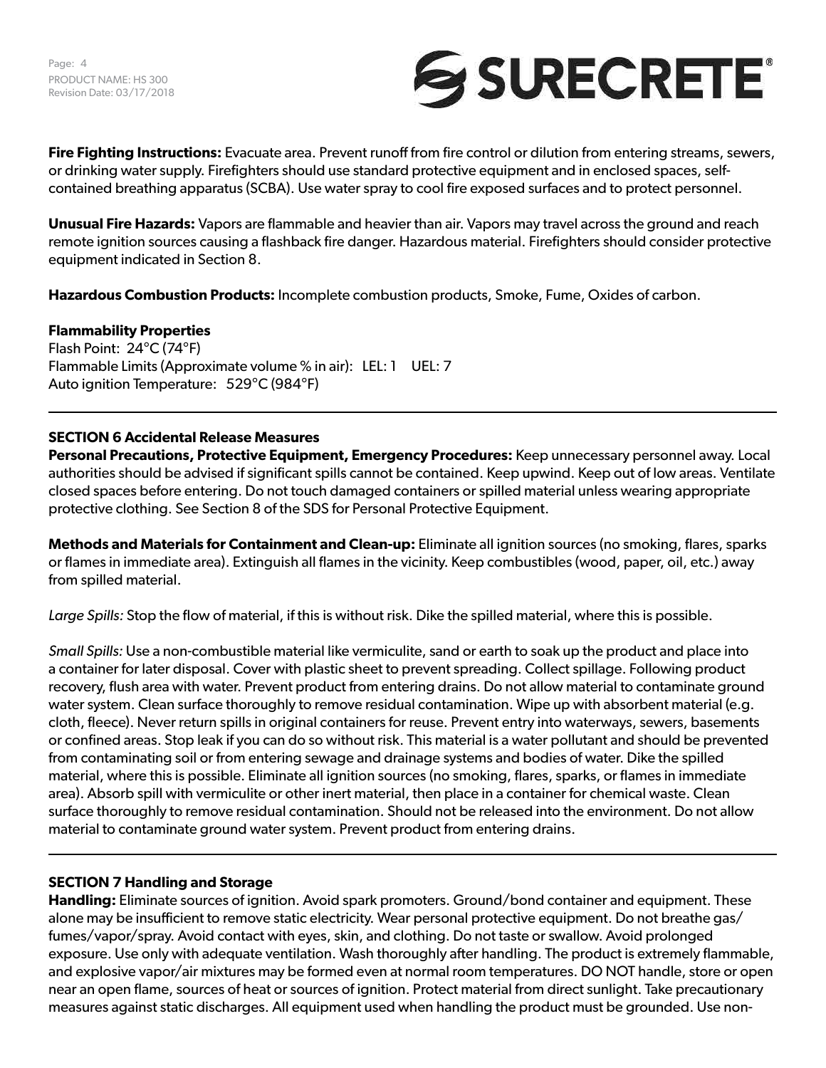**Fire Fighting Instructions:** Evacuate area. Prevent runoff from fire control or dilution from entering streams, sewers, or drinking water supply. Firefighters should use standard protective equipment and in enclosed spaces, self-contained breathing apparatus (SCBA). Use water spray to cool fire exposed surfaces and to protect personnel.

**Unusual Fire Hazards:** Vapors are flammable and heavier than air. Vapors may travel across the ground and reach remote ignition sources causing a flashback fire danger. Hazardous material. Firefighters should consider protective equipment indicated in Section 8.

**Hazardous Combustion Products:** Incomplete combustion products, Smoke, Fume, Oxides of carbon.

**Flammability Properties**
Flash Point: 24°C (74°F)
Flammable Limits (Approximate volume % in air): LEL: 1 UEL: 7
Auto ignition Temperature: 529°C (984°F)

---

## SECTION 6 Accidental Release Measures

**Personal Precautions, Protective Equipment, Emergency Procedures:** Keep unnecessary personnel away. Local authorities should be advised if significant spills cannot be contained. Keep upwind. Keep out of low areas. Ventilate closed spaces before entering. Do not touch damaged containers or spilled material unless wearing appropriate protective clothing. See Section 8 of the SDS for Personal Protective Equipment.

**Methods and Materials for Containment and Clean-up:** Eliminate all ignition sources (no smoking, flares, sparks or flames in immediate area). Extinguish all flames in the vicinity. Keep combustibles (wood, paper, oil, etc.) away from spilled material.

*Large Spills:* Stop the flow of material, if this is without risk. Dike the spilled material, where this is possible.

*Small Spills:* Use a non-combustible material like vermiculite, sand or earth to soak up the product and place into a container for later disposal. Cover with plastic sheet to prevent spreading. Collect spillage. Following product recovery, flush area with water. Prevent product from entering drains. Do not allow material to contaminate ground water system. Clean surface thoroughly to remove residual contamination. Wipe up with absorbent material (e.g. cloth, fleece). Never return spills in original containers for reuse. Prevent entry into waterways, sewers, basements or confined areas. Stop leak if you can do so without risk. This material is a water pollutant and should be prevented from contaminating soil or from entering sewage and drainage systems and bodies of water. Dike the spilled material, where this is possible. Eliminate all ignition sources (no smoking, flares, sparks, or flames in immediate area). Absorb spill with vermiculite or other inert material, then place in a container for chemical waste. Clean surface thoroughly to remove residual contamination. Should not be released into the environment. Do not allow material to contaminate ground water system. Prevent product from entering drains.

---

## SECTION 7 Handling and Storage

**Handling:** Eliminate sources of ignition. Avoid spark promoters. Ground/bond container and equipment. These alone may be insufficient to remove static electricity. Wear personal protective equipment. Do not breathe gas/fumes/vapor/spray. Avoid contact with eyes, skin, and clothing. Do not taste or swallow. Avoid prolonged exposure. Use only with adequate ventilation. Wash thoroughly after handling. The product is extremely flammable, and explosive vapor/air mixtures may be formed even at normal room temperatures. DO NOT handle, store or open near an open flame, sources of heat or sources of ignition. Protect material from direct sunlight. Take precautionary measures against static discharges. All equipment used when handling the product must be grounded. Use non-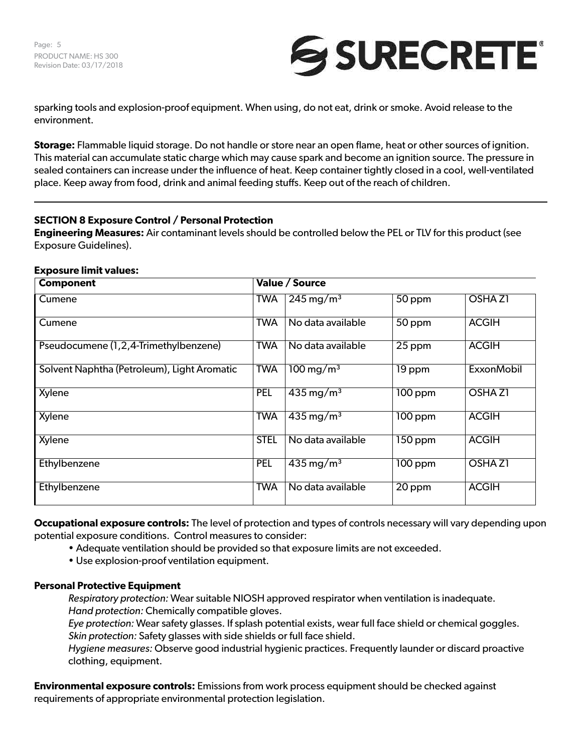sparking tools and explosion-proof equipment. When using, do not eat, drink or smoke. Avoid release to the environment.

**Storage:** Flammable liquid storage. Do not handle or store near an open flame, heat or other sources of ignition. This material can accumulate static charge which may cause spark and become an ignition source. The pressure in sealed containers can increase under the influence of heat. Keep container tightly closed in a cool, well-ventilated place. Keep away from food, drink and animal feeding stuffs. Keep out of the reach of children.

---

## SECTION 8 Exposure Control / Personal Protection

**Engineering Measures:** Air contaminant levels should be controlled below the PEL or TLV for this product (see Exposure Guidelines).

**Exposure limit values:**

| Component | Value / Source | | | |
|---|---|---|---|---|
| Cumene | TWA | 245 mg/m³ | 50 ppm | OSHA Z1 |
| Cumene | TWA | No data available | 50 ppm | ACGIH |
| Pseudocumene (1,2,4-Trimethylbenzene) | TWA | No data available | 25 ppm | ACGIH |
| Solvent Naphtha (Petroleum), Light Aromatic | TWA | 100 mg/m³ | 19 ppm | ExxonMobil |
| Xylene | PEL | 435 mg/m³ | 100 ppm | OSHA Z1 |
| Xylene | TWA | 435 mg/m³ | 100 ppm | ACGIH |
| Xylene | STEL | No data available | 150 ppm | ACGIH |
| Ethylbenzene | PEL | 435 mg/m³ | 100 ppm | OSHA Z1 |
| Ethylbenzene | TWA | No data available | 20 ppm | ACGIH |

**Occupational exposure controls:** The level of protection and types of controls necessary will vary depending upon potential exposure conditions. Control measures to consider:

- Adequate ventilation should be provided so that exposure limits are not exceeded.
- Use explosion-proof ventilation equipment.

**Personal Protective Equipment**

*Respiratory protection:* Wear suitable NIOSH approved respirator when ventilation is inadequate.
*Hand protection:* Chemically compatible gloves.
*Eye protection:* Wear safety glasses. If splash potential exists, wear full face shield or chemical goggles.
*Skin protection:* Safety glasses with side shields or full face shield.
*Hygiene measures:* Observe good industrial hygienic practices. Frequently launder or discard proactive clothing, equipment.

**Environmental exposure controls:** Emissions from work process equipment should be checked against requirements of appropriate environmental protection legislation.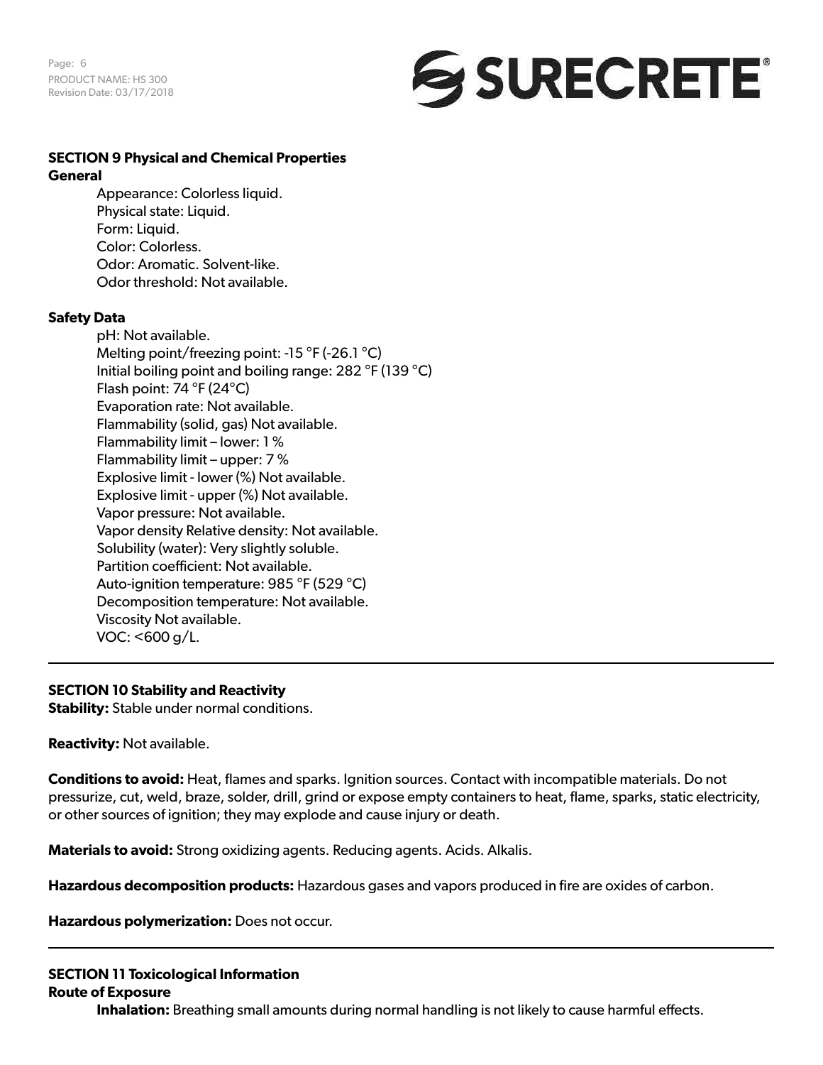## SECTION 9 Physical and Chemical Properties

**General**

Appearance: Colorless liquid.
Physical state: Liquid.
Form: Liquid.
Color: Colorless.
Odor: Aromatic. Solvent-like.
Odor threshold: Not available.

**Safety Data**

pH: Not available.
Melting point/freezing point: -15 °F (-26.1 °C)
Initial boiling point and boiling range: 282 °F (139 °C)
Flash point: 74 °F (24°C)
Evaporation rate: Not available.
Flammability (solid, gas) Not available.
Flammability limit – lower: 1 %
Flammability limit – upper: 7 %
Explosive limit - lower (%) Not available.
Explosive limit - upper (%) Not available.
Vapor pressure: Not available.
Vapor density Relative density: Not available.
Solubility (water): Very slightly soluble.
Partition coefficient: Not available.
Auto-ignition temperature: 985 °F (529 °C)
Decomposition temperature: Not available.
Viscosity Not available.
VOC: <600 g/L.

---

## SECTION 10 Stability and Reactivity

**Stability:** Stable under normal conditions.

**Reactivity:** Not available.

**Conditions to avoid:** Heat, flames and sparks. Ignition sources. Contact with incompatible materials. Do not pressurize, cut, weld, braze, solder, drill, grind or expose empty containers to heat, flame, sparks, static electricity, or other sources of ignition; they may explode and cause injury or death.

**Materials to avoid:** Strong oxidizing agents. Reducing agents. Acids. Alkalis.

**Hazardous decomposition products:** Hazardous gases and vapors produced in fire are oxides of carbon.

**Hazardous polymerization:** Does not occur.

---

## SECTION 11 Toxicological Information

**Route of Exposure**

**Inhalation:** Breathing small amounts during normal handling is not likely to cause harmful effects.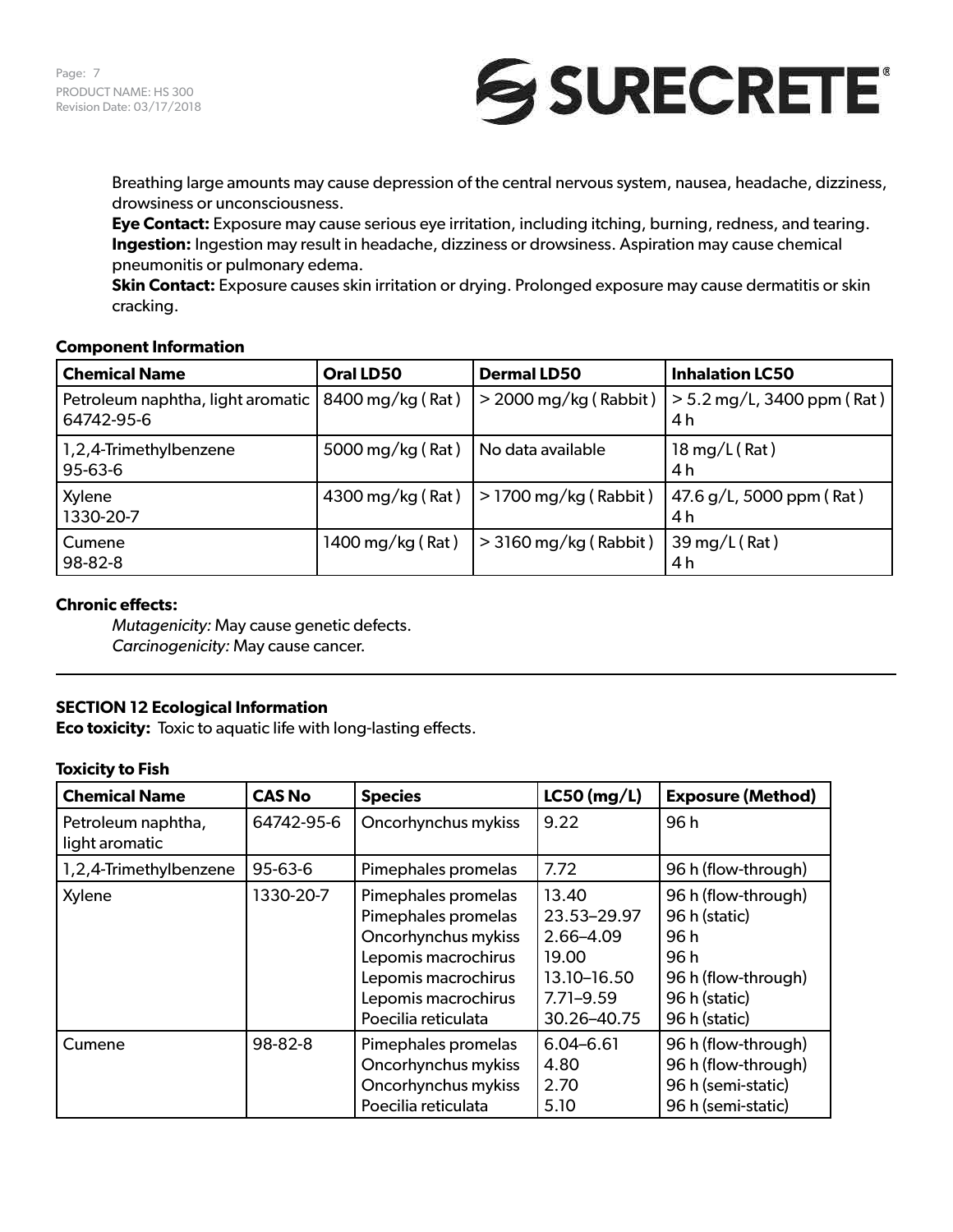Breathing large amounts may cause depression of the central nervous system, nausea, headache, dizziness, drowsiness or unconsciousness.

**Eye Contact:** Exposure may cause serious eye irritation, including itching, burning, redness, and tearing.

**Ingestion:** Ingestion may result in headache, dizziness or drowsiness. Aspiration may cause chemical pneumonitis or pulmonary edema.

**Skin Contact:** Exposure causes skin irritation or drying. Prolonged exposure may cause dermatitis or skin cracking.

**Component Information**

| Chemical Name | Oral LD50 | Dermal LD50 | Inhalation LC50 |
|---|---|---|---|
| Petroleum naphtha, light aromatic 64742-95-6 | 8400 mg/kg ( Rat ) | > 2000 mg/kg ( Rabbit ) | > 5.2 mg/L, 3400 ppm ( Rat ) 4 h |
| 1,2,4-Trimethylbenzene 95-63-6 | 5000 mg/kg ( Rat ) | No data available | 18 mg/L ( Rat ) 4 h |
| Xylene 1330-20-7 | 4300 mg/kg ( Rat ) | > 1700 mg/kg ( Rabbit ) | 47.6 g/L, 5000 ppm ( Rat ) 4 h |
| Cumene 98-82-8 | 1400 mg/kg ( Rat ) | > 3160 mg/kg ( Rabbit ) | 39 mg/L ( Rat ) 4 h |

**Chronic effects:**

*Mutagenicity:* May cause genetic defects.
*Carcinogenicity:* May cause cancer.

---

## SECTION 12 Ecological Information

**Eco toxicity:** Toxic to aquatic life with long-lasting effects.

**Toxicity to Fish**

| Chemical Name | CAS No | Species | LC50 (mg/L) | Exposure (Method) |
|---|---|---|---|---|
| Petroleum naphtha, light aromatic | 64742-95-6 | Oncorhynchus mykiss | 9.22 | 96 h |
| 1,2,4-Trimethylbenzene | 95-63-6 | Pimephales promelas | 7.72 | 96 h (flow-through) |
| Xylene | 1330-20-7 | Pimephales promelas<br>Pimephales promelas<br>Oncorhynchus mykiss<br>Lepomis macrochirus<br>Lepomis macrochirus<br>Lepomis macrochirus<br>Poecilia reticulata | 13.40<br>23.53–29.97<br>2.66–4.09<br>19.00<br>13.10–16.50<br>7.71–9.59<br>30.26–40.75 | 96 h (flow-through)<br>96 h (static)<br>96 h<br>96 h<br>96 h (flow-through)<br>96 h (static)<br>96 h (static) |
| Cumene | 98-82-8 | Pimephales promelas<br>Oncorhynchus mykiss<br>Oncorhynchus mykiss<br>Poecilia reticulata | 6.04–6.61<br>4.80<br>2.70<br>5.10 | 96 h (flow-through)<br>96 h (flow-through)<br>96 h (semi-static)<br>96 h (semi-static) |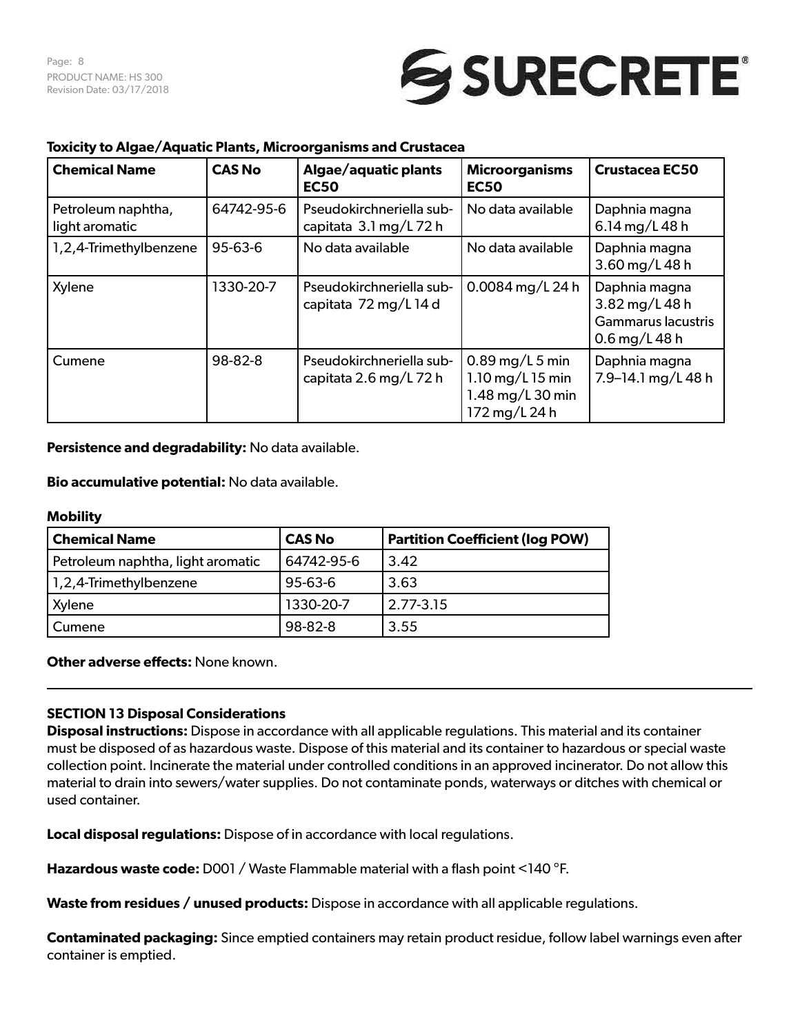### Toxicity to Algae/Aquatic Plants, Microorganisms and Crustacea

| Chemical Name | CAS No | Algae/aquatic plants EC50 | Microorganisms EC50 | Crustacea EC50 |
|---|---|---|---|---|
| Petroleum naphtha, light aromatic | 64742-95-6 | Pseudokirchneriella subcapitata 3.1 mg/L 72 h | No data available | Daphnia magna 6.14 mg/L 48 h |
| 1,2,4-Trimethylbenzene | 95-63-6 | No data available | No data available | Daphnia magna 3.60 mg/L 48 h |
| Xylene | 1330-20-7 | Pseudokirchneriella subcapitata 72 mg/L 14 d | 0.0084 mg/L 24 h | Daphnia magna 3.82 mg/L 48 h Gammarus lacustris 0.6 mg/L 48 h |
| Cumene | 98-82-8 | Pseudokirchneriella subcapitata 2.6 mg/L 72 h | 0.89 mg/L 5 min 1.10 mg/L 15 min 1.48 mg/L 30 min 172 mg/L 24 h | Daphnia magna 7.9–14.1 mg/L 48 h |

**Persistence and degradability:** No data available.

**Bio accumulative potential:** No data available.

**Mobility**

| Chemical Name | CAS No | Partition Coefficient (log POW) |
|---|---|---|
| Petroleum naphtha, light aromatic | 64742-95-6 | 3.42 |
| 1,2,4-Trimethylbenzene | 95-63-6 | 3.63 |
| Xylene | 1330-20-7 | 2.77-3.15 |
| Cumene | 98-82-8 | 3.55 |

**Other adverse effects:** None known.

---

## SECTION 13 Disposal Considerations

**Disposal instructions:** Dispose in accordance with all applicable regulations. This material and its container must be disposed of as hazardous waste. Dispose of this material and its container to hazardous or special waste collection point. Incinerate the material under controlled conditions in an approved incinerator. Do not allow this material to drain into sewers/water supplies. Do not contaminate ponds, waterways or ditches with chemical or used container.

**Local disposal regulations:** Dispose of in accordance with local regulations.

**Hazardous waste code:** D001 / Waste Flammable material with a flash point <140 °F.

**Waste from residues / unused products:** Dispose in accordance with all applicable regulations.

**Contaminated packaging:** Since emptied containers may retain product residue, follow label warnings even after container is emptied.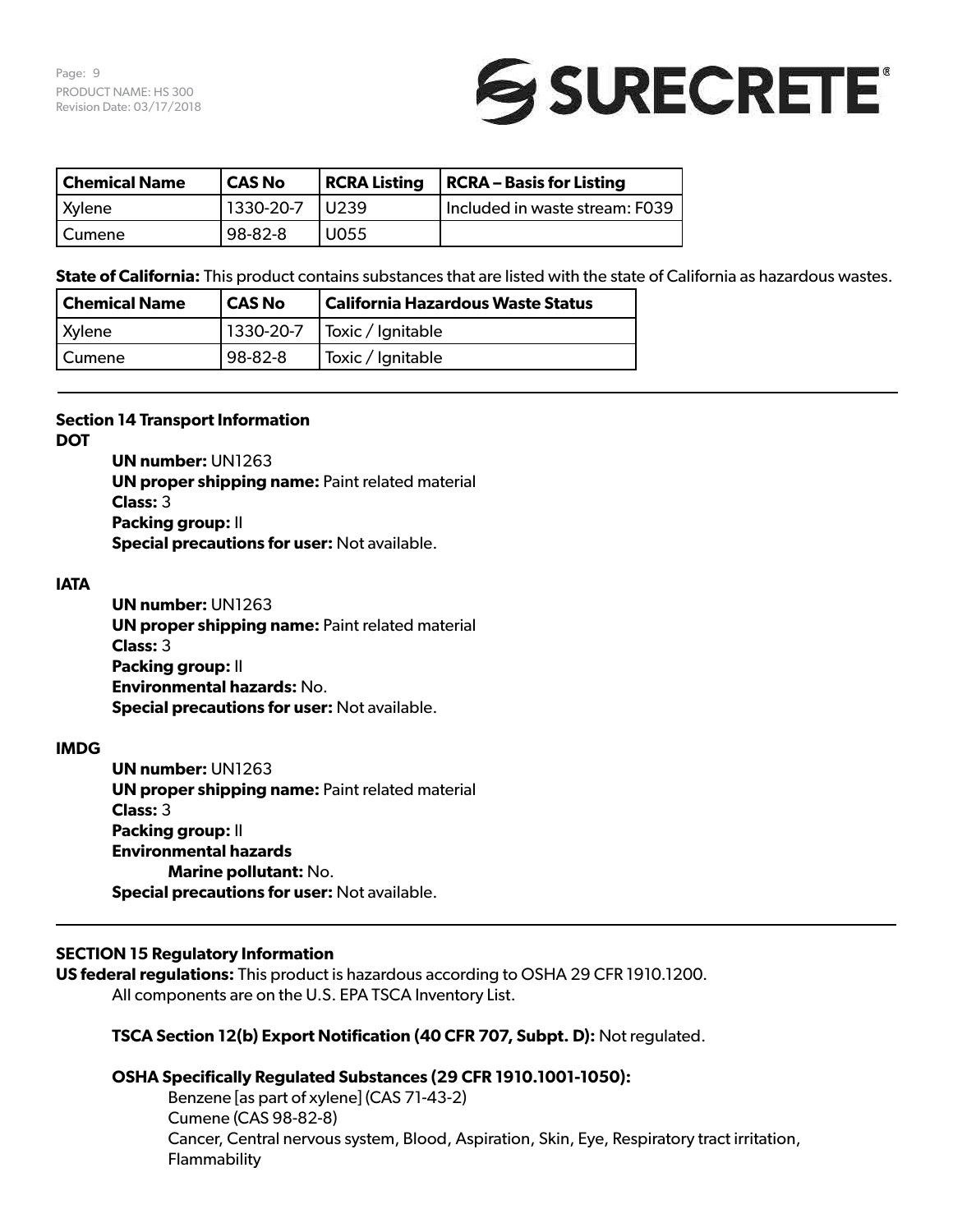| Chemical Name | CAS No | RCRA Listing | RCRA – Basis for Listing |
|---|---|---|---|
| Xylene | 1330-20-7 | U239 | Included in waste stream: F039 |
| Cumene | 98-82-8 | U055 | |

**State of California:** This product contains substances that are listed with the state of California as hazardous wastes.

| Chemical Name | CAS No | California Hazardous Waste Status |
|---|---|---|
| Xylene | 1330-20-7 | Toxic / Ignitable |
| Cumene | 98-82-8 | Toxic / Ignitable |

---

## Section 14 Transport Information

**DOT**

**UN number:** UN1263
**UN proper shipping name:** Paint related material
**Class:** 3
**Packing group:** II
**Special precautions for user:** Not available.

**IATA**

**UN number:** UN1263
**UN proper shipping name:** Paint related material
**Class:** 3
**Packing group:** II
**Environmental hazards:** No.
**Special precautions for user:** Not available.

**IMDG**

**UN number:** UN1263
**UN proper shipping name:** Paint related material
**Class:** 3
**Packing group:** II
**Environmental hazards**
    **Marine pollutant:** No.
**Special precautions for user:** Not available.

---

## SECTION 15 Regulatory Information

**US federal regulations:** This product is hazardous according to OSHA 29 CFR 1910.1200.
All components are on the U.S. EPA TSCA Inventory List.

**TSCA Section 12(b) Export Notification (40 CFR 707, Subpt. D):** Not regulated.

**OSHA Specifically Regulated Substances (29 CFR 1910.1001-1050):**

Benzene [as part of xylene] (CAS 71-43-2)
Cumene (CAS 98-82-8)
Cancer, Central nervous system, Blood, Aspiration, Skin, Eye, Respiratory tract irritation, Flammability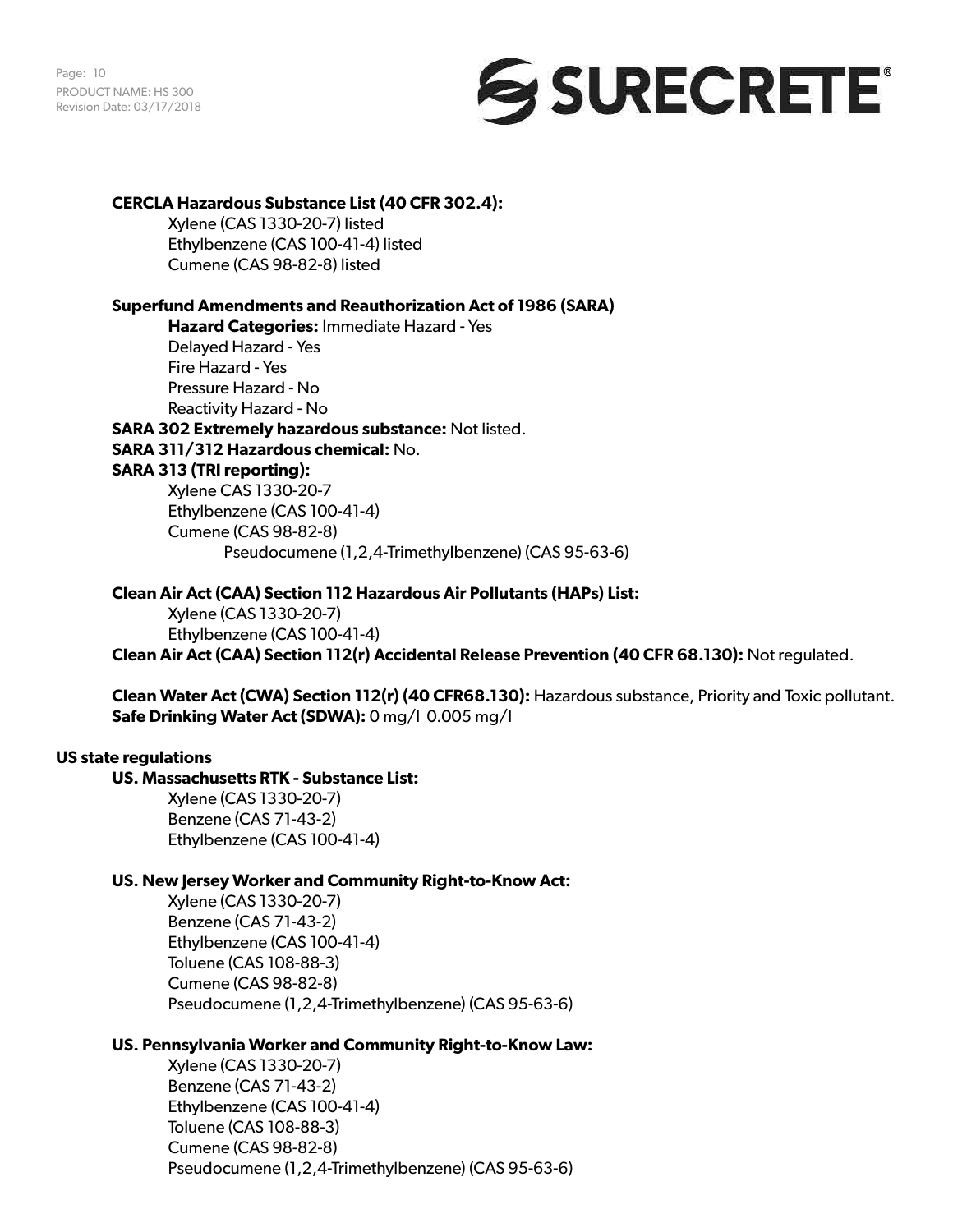**CERCLA Hazardous Substance List (40 CFR 302.4):**

Xylene (CAS 1330-20-7) listed
Ethylbenzene (CAS 100-41-4) listed
Cumene (CAS 98-82-8) listed

**Superfund Amendments and Reauthorization Act of 1986 (SARA)**

**Hazard Categories:** Immediate Hazard - Yes
Delayed Hazard - Yes
Fire Hazard - Yes
Pressure Hazard - No
Reactivity Hazard - No

**SARA 302 Extremely hazardous substance:** Not listed.
**SARA 311/312 Hazardous chemical:** No.
**SARA 313 (TRI reporting):**

Xylene CAS 1330-20-7
Ethylbenzene (CAS 100-41-4)
Cumene (CAS 98-82-8)
Pseudocumene (1,2,4-Trimethylbenzene) (CAS 95-63-6)

**Clean Air Act (CAA) Section 112 Hazardous Air Pollutants (HAPs) List:**

Xylene (CAS 1330-20-7)
Ethylbenzene (CAS 100-41-4)

**Clean Air Act (CAA) Section 112(r) Accidental Release Prevention (40 CFR 68.130):** Not regulated.

**Clean Water Act (CWA) Section 112(r) (40 CFR68.130):** Hazardous substance, Priority and Toxic pollutant.
**Safe Drinking Water Act (SDWA):** 0 mg/l 0.005 mg/l

**US state regulations**

**US. Massachusetts RTK - Substance List:**

Xylene (CAS 1330-20-7)
Benzene (CAS 71-43-2)
Ethylbenzene (CAS 100-41-4)

**US. New Jersey Worker and Community Right-to-Know Act:**

Xylene (CAS 1330-20-7)
Benzene (CAS 71-43-2)
Ethylbenzene (CAS 100-41-4)
Toluene (CAS 108-88-3)
Cumene (CAS 98-82-8)
Pseudocumene (1,2,4-Trimethylbenzene) (CAS 95-63-6)

**US. Pennsylvania Worker and Community Right-to-Know Law:**

Xylene (CAS 1330-20-7)
Benzene (CAS 71-43-2)
Ethylbenzene (CAS 100-41-4)
Toluene (CAS 108-88-3)
Cumene (CAS 98-82-8)
Pseudocumene (1,2,4-Trimethylbenzene) (CAS 95-63-6)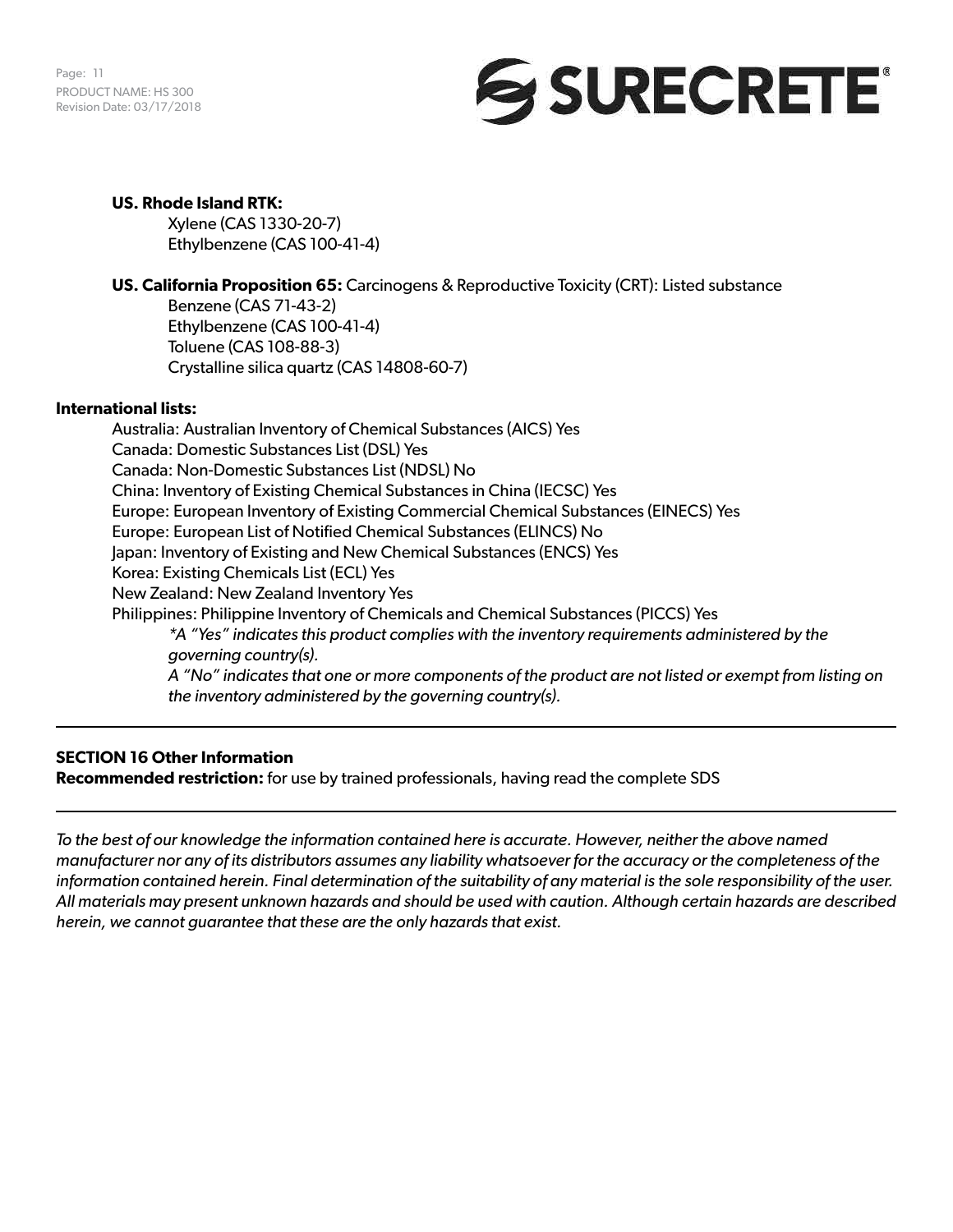**US. Rhode Island RTK:**

Xylene (CAS 1330-20-7)
Ethylbenzene (CAS 100-41-4)

**US. California Proposition 65:** Carcinogens & Reproductive Toxicity (CRT): Listed substance

Benzene (CAS 71-43-2)
Ethylbenzene (CAS 100-41-4)
Toluene (CAS 108-88-3)
Crystalline silica quartz (CAS 14808-60-7)

**International lists:**

Australia: Australian Inventory of Chemical Substances (AICS) Yes
Canada: Domestic Substances List (DSL) Yes
Canada: Non-Domestic Substances List (NDSL) No
China: Inventory of Existing Chemical Substances in China (IECSC) Yes
Europe: European Inventory of Existing Commercial Chemical Substances (EINECS) Yes
Europe: European List of Notified Chemical Substances (ELINCS) No
Japan: Inventory of Existing and New Chemical Substances (ENCS) Yes
Korea: Existing Chemicals List (ECL) Yes
New Zealand: New Zealand Inventory Yes
Philippines: Philippine Inventory of Chemicals and Chemical Substances (PICCS) Yes

*\*A "Yes" indicates this product complies with the inventory requirements administered by the governing country(s).*

*A "No" indicates that one or more components of the product are not listed or exempt from listing on the inventory administered by the governing country(s).*

---

**SECTION 16 Other Information**

**Recommended restriction:** for use by trained professionals, having read the complete SDS

---

*To the best of our knowledge the information contained here is accurate. However, neither the above named manufacturer nor any of its distributors assumes any liability whatsoever for the accuracy or the completeness of the information contained herein. Final determination of the suitability of any material is the sole responsibility of the user. All materials may present unknown hazards and should be used with caution. Although certain hazards are described herein, we cannot guarantee that these are the only hazards that exist.*